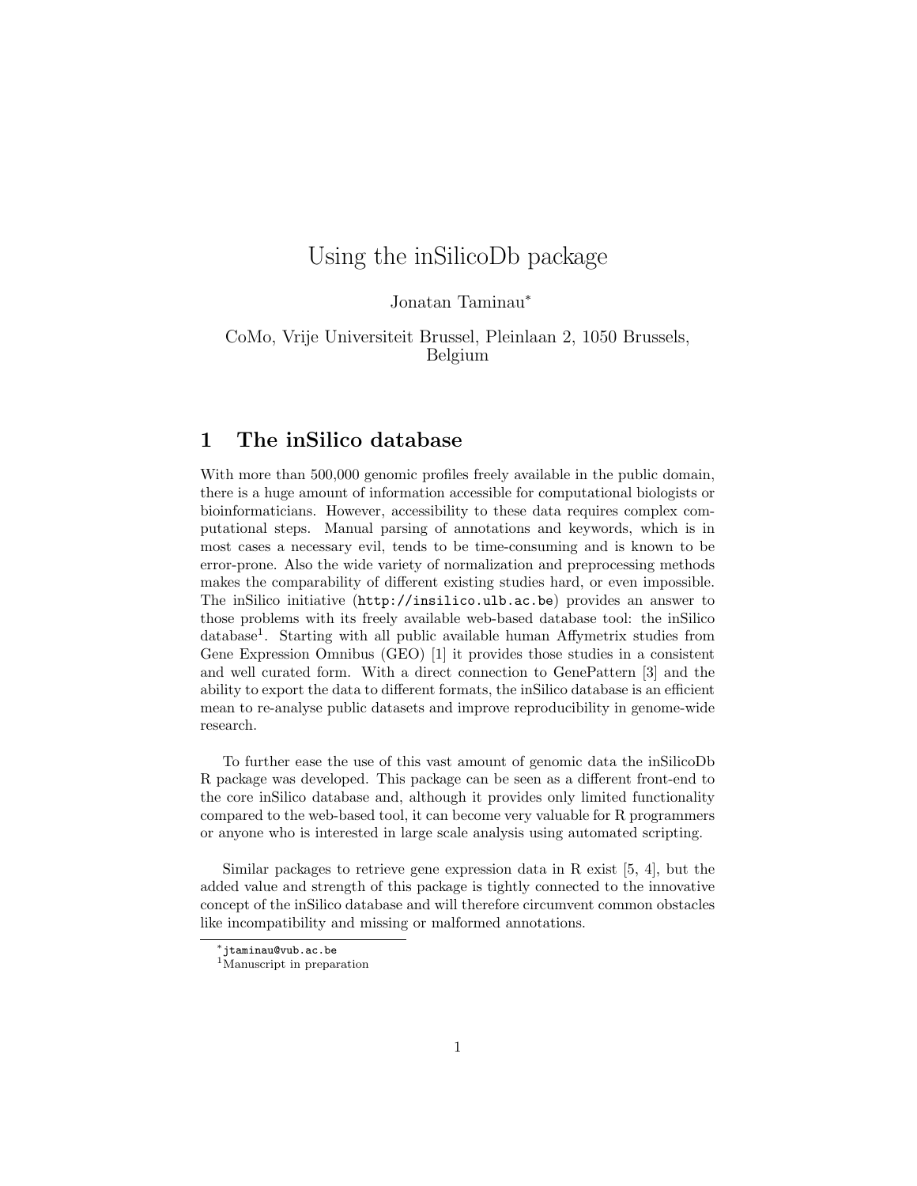# Using the inSilicoDb package

Jonatan Taminau*

CoMo, Vrije Universiteit Brussel, Pleinlaan 2, 1050 Brussels, Belgium

## 1 The inSilico database

With more than 500,000 genomic profiles freely available in the public domain, there is a huge amount of information accessible for computational biologists or bioinformaticians. However, accessibility to these data requires complex computational steps. Manual parsing of annotations and keywords, which is in most cases a necessary evil, tends to be time-consuming and is known to be error-prone. Also the wide variety of normalization and preprocessing methods makes the comparability of different existing studies hard, or even impossible. The inSilico initiative (`http://insilico.ulb.ac.be`) provides an answer to those problems with its freely available web-based database tool: the inSilico database[1]. Starting with all public available human Affymetrix studies from Gene Expression Omnibus (GEO) [1] it provides those studies in a consistent and well curated form. With a direct connection to GenePattern [3] and the ability to export the data to different formats, the inSilico database is an efficient mean to re-analyse public datasets and improve reproducibility in genome-wide research.

To further ease the use of this vast amount of genomic data the inSilicoDb R package was developed. This package can be seen as a different front-end to the core inSilico database and, although it provides only limited functionality compared to the web-based tool, it can become very valuable for R programmers or anyone who is interested in large scale analysis using automated scripting.

Similar packages to retrieve gene expression data in R exist [5, 4], but the added value and strength of this package is tightly connected to the innovative concept of the inSilico database and will therefore circumvent common obstacles like incompatibility and missing or malformed annotations.

---

*`jtaminau@vub.ac.be`

[1] Manuscript in preparation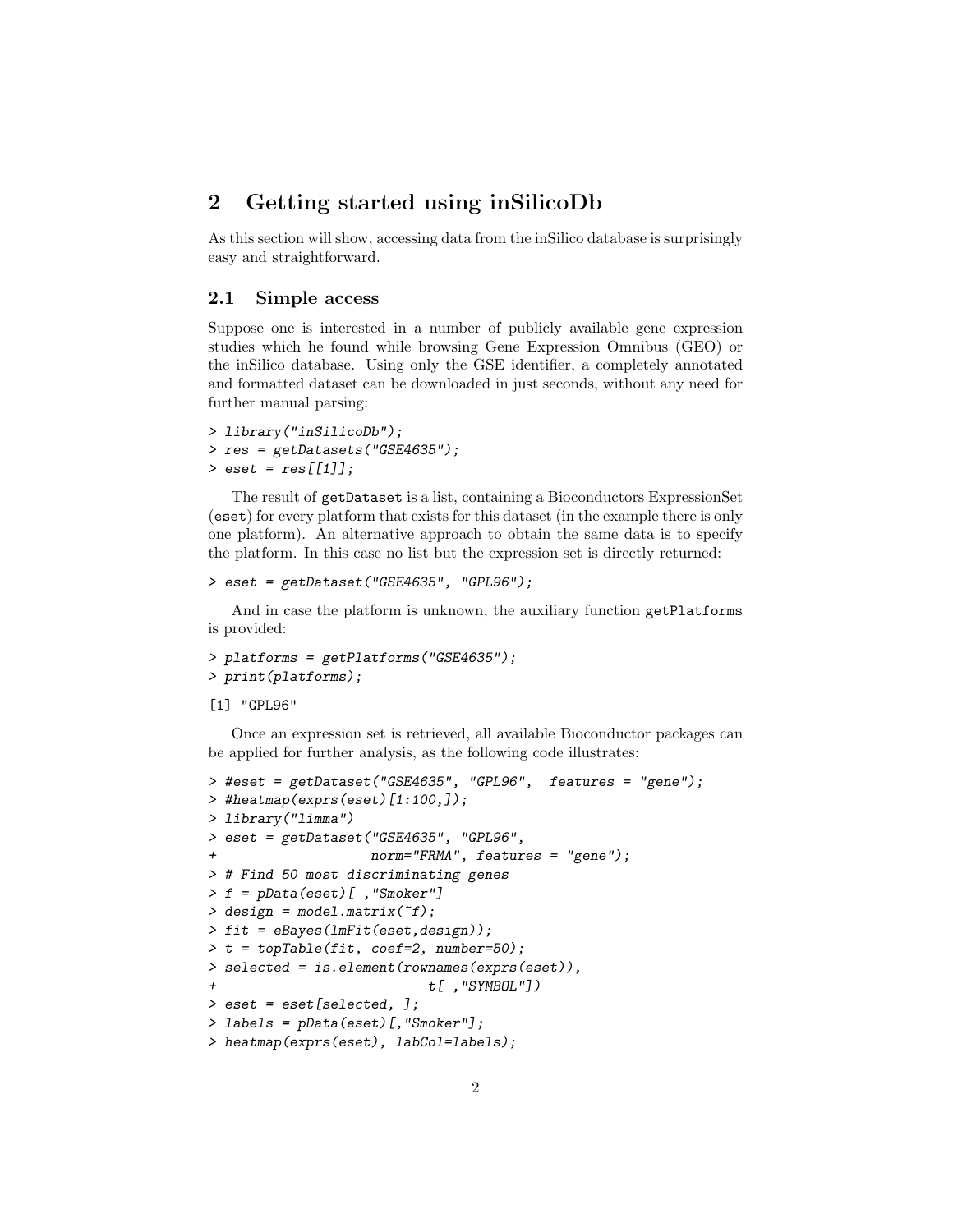## 2 Getting started using inSilicoDb

As this section will show, accessing data from the inSilico database is surprisingly easy and straightforward.

### 2.1 Simple access

Suppose one is interested in a number of publicly available gene expression studies which he found while browsing Gene Expression Omnibus (GEO) or the inSilico database. Using only the GSE identifier, a completely annotated and formatted dataset can be downloaded in just seconds, without any need for further manual parsing:

```
> library("inSilicoDb");
> res = getDatasets("GSE4635");
> eset = res[[1]];
```

The result of `getDataset` is a list, containing a Bioconductors ExpressionSet (`eset`) for every platform that exists for this dataset (in the example there is only one platform). An alternative approach to obtain the same data is to specify the platform. In this case no list but the expression set is directly returned:

```
> eset = getDataset("GSE4635", "GPL96");
```

And in case the platform is unknown, the auxiliary function `getPlatforms` is provided:

```
> platforms = getPlatforms("GSE4635");
> print(platforms);
```

```
[1] "GPL96"
```

Once an expression set is retrieved, all available Bioconductor packages can be applied for further analysis, as the following code illustrates:

```
> #eset = getDataset("GSE4635", "GPL96",  features = "gene");
> #heatmap(exprs(eset)[1:100,]);
> library("limma")
> eset = getDataset("GSE4635", "GPL96",
+                   norm="FRMA", features = "gene");
> # Find 50 most discriminating genes
> f = pData(eset)[ ,"Smoker"]
> design = model.matrix(~f);
> fit = eBayes(lmFit(eset,design));
> t = topTable(fit, coef=2, number=50);
> selected = is.element(rownames(exprs(eset)),
+                          t[ ,"SYMBOL"])
> eset = eset[selected, ];
> labels = pData(eset)[,"Smoker"];
> heatmap(exprs(eset), labCol=labels);
```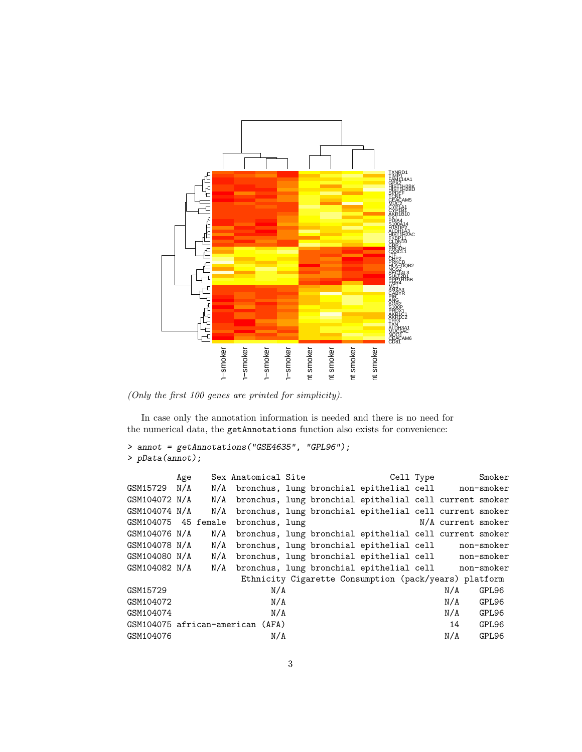TXNRD1
TIMP1
FAM114A1
GSTA2
GCLM
HIST1H2BK
HIST1H2BD
SPDEF
TCN1
CEACAM5
MUC5AC
CYP1A1
CYP1B1
AKR1B10
TKT
PDIA4
S100A14
HTATIP2
ALDH1A3
HIST1H2AC
FKBP11
CLDN10
CBR1
PRODH
CX3CL1
LTF
CHP2
PRKCB
HLA-DQB2
NOS2
SEC14L3
SULT2B1
PPP1R16B
PRR4
ME1
ANXA3
CABYR
PIR
ANG
AGR2
S100P
PRDX1
AKR1C1
AKR1C2
TFF3
TXN
ALDH3A1
MUC5AC
NQO1
CEACAM6
CD81

n-smoker
n-smoker
n-smoker
n-smoker
nt smoker
nt smoker
nt smoker
nt smoker

*(Only the first 100 genes are printed for simplicity).*

In case only the annotation information is needed and there is no need for the numerical data, the `getAnnotations` function also exists for convenience:

```
> annot = getAnnotations("GSE4635", "GPL96");
> pData(annot);

          Age    Sex Anatomical Site                Cell Type         Smoker
GSM15729  N/A    N/A  bronchus, lung bronchial epithelial cell     non-smoker
GSM104072 N/A    N/A  bronchus, lung bronchial epithelial cell current smoker
GSM104074 N/A    N/A  bronchus, lung bronchial epithelial cell current smoker
GSM104075  45 female  bronchus, lung                       N/A current smoker
GSM104076 N/A    N/A  bronchus, lung bronchial epithelial cell current smoker
GSM104078 N/A    N/A  bronchus, lung bronchial epithelial cell     non-smoker
GSM104080 N/A    N/A  bronchus, lung bronchial epithelial cell     non-smoker
GSM104082 N/A    N/A  bronchus, lung bronchial epithelial cell     non-smoker
                       Ethnicity Cigarette Consumption (pack/years) platform
GSM15729                     N/A                                N/A    GPL96
GSM104072                    N/A                                N/A    GPL96
GSM104074                    N/A                                N/A    GPL96
GSM104075 african-american (AFA)                                 14    GPL96
GSM104076                    N/A                                N/A    GPL96
```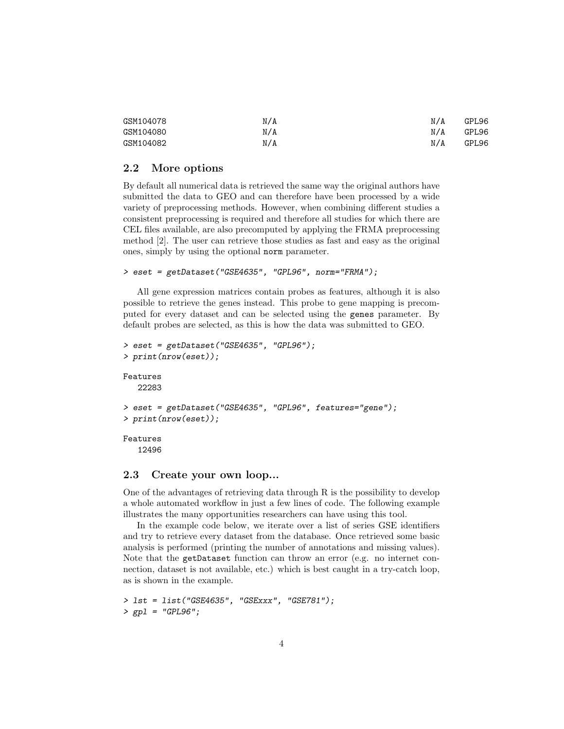```
GSM104078                    N/A                    N/A    GPL96
GSM104080                    N/A                    N/A    GPL96
GSM104082                    N/A                    N/A    GPL96
```

## 2.2 More options

By default all numerical data is retrieved the same way the original authors have submitted the data to GEO and can therefore have been processed by a wide variety of preprocessing methods. However, when combining different studies a consistent preprocessing is required and therefore all studies for which there are CEL files available, are also precomputed by applying the FRMA preprocessing method [2]. The user can retrieve those studies as fast and easy as the original ones, simply by using the optional `norm` parameter.

```
> eset = getDataset("GSE4635", "GPL96", norm="FRMA");
```

All gene expression matrices contain probes as features, although it is also possible to retrieve the genes instead. This probe to gene mapping is precomputed for every dataset and can be selected using the `genes` parameter. By default probes are selected, as this is how the data was submitted to GEO.

```
> eset = getDataset("GSE4635", "GPL96");
> print(nrow(eset));

Features
   22283

> eset = getDataset("GSE4635", "GPL96", features="gene");
> print(nrow(eset));

Features
   12496
```

## 2.3 Create your own loop...

One of the advantages of retrieving data through R is the possibility to develop a whole automated workflow in just a few lines of code. The following example illustrates the many opportunities researchers can have using this tool.

In the example code below, we iterate over a list of series GSE identifiers and try to retrieve every dataset from the database. Once retrieved some basic analysis is performed (printing the number of annotations and missing values). Note that the `getDataset` function can throw an error (e.g. no internet connection, dataset is not available, etc.) which is best caught in a try-catch loop, as is shown in the example.

```
> lst = list("GSE4635", "GSExxx", "GSE781");
> gpl = "GPL96";
```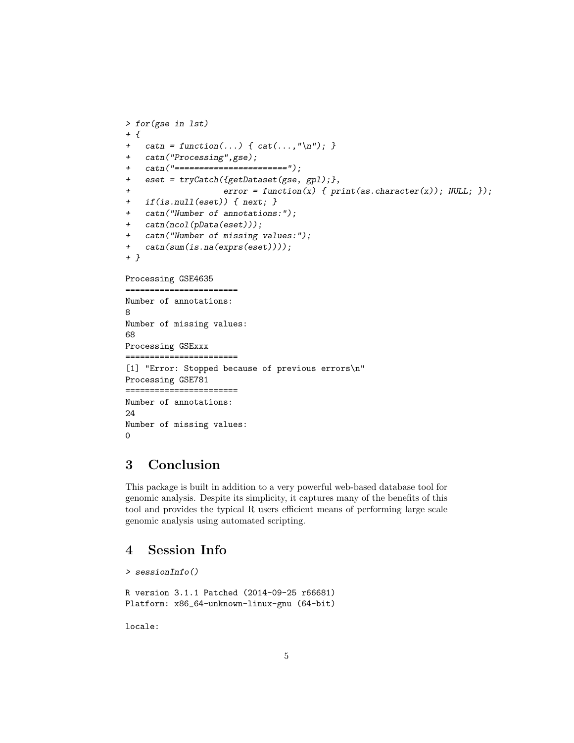```
> for(gse in lst)
+ {
+   catn = function(...) { cat(...,"\n"); }
+   catn("Processing",gse);
+   catn("=======================");
+   eset = tryCatch({getDataset(gse, gpl);},
+                   error = function(x) { print(as.character(x)); NULL; });
+   if(is.null(eset)) { next; }
+   catn("Number of annotations:");
+   catn(ncol(pData(eset)));
+   catn("Number of missing values:");
+   catn(sum(is.na(exprs(eset))));
+ }

Processing GSE4635
=======================
Number of annotations:
8
Number of missing values:
68
Processing GSExxx
=======================
[1] "Error: Stopped because of previous errors\n"
Processing GSE781
=======================
Number of annotations:
24
Number of missing values:
0
```

## 3 Conclusion

This package is built in addition to a very powerful web-based database tool for genomic analysis. Despite its simplicity, it captures many of the benefits of this tool and provides the typical R users efficient means of performing large scale genomic analysis using automated scripting.

## 4 Session Info

```
> sessionInfo()

R version 3.1.1 Patched (2014-09-25 r66681)
Platform: x86_64-unknown-linux-gnu (64-bit)

locale:
```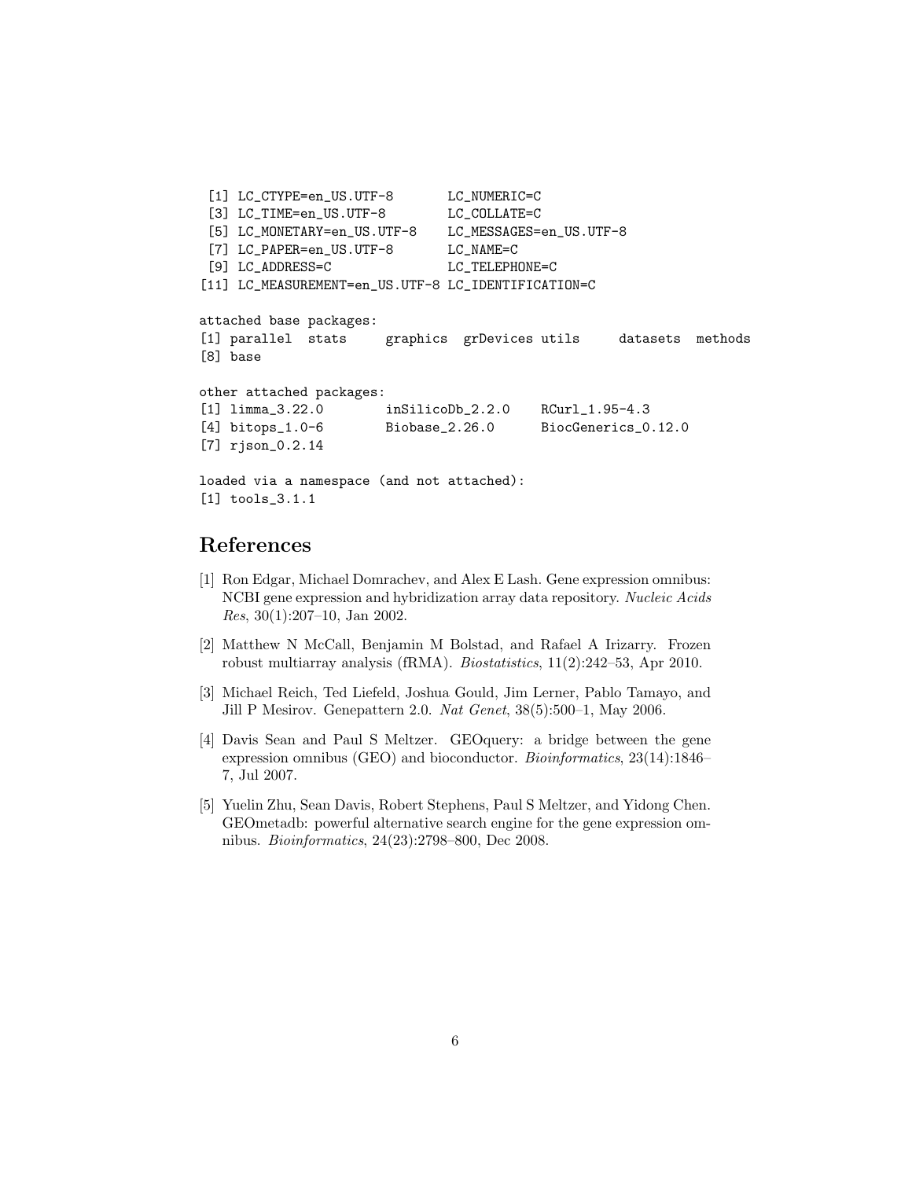```
 [1] LC_CTYPE=en_US.UTF-8       LC_NUMERIC=C
 [3] LC_TIME=en_US.UTF-8        LC_COLLATE=C
 [5] LC_MONETARY=en_US.UTF-8    LC_MESSAGES=en_US.UTF-8
 [7] LC_PAPER=en_US.UTF-8       LC_NAME=C
 [9] LC_ADDRESS=C               LC_TELEPHONE=C
[11] LC_MEASUREMENT=en_US.UTF-8 LC_IDENTIFICATION=C

attached base packages:
[1] parallel  stats     graphics  grDevices utils     datasets  methods
[8] base

other attached packages:
[1] limma_3.22.0        inSilicoDb_2.2.0    RCurl_1.95-4.3
[4] bitops_1.0-6        Biobase_2.26.0      BiocGenerics_0.12.0
[7] rjson_0.2.14

loaded via a namespace (and not attached):
[1] tools_3.1.1
```

## References

[1] Ron Edgar, Michael Domrachev, and Alex E Lash. Gene expression omnibus: NCBI gene expression and hybridization array data repository. *Nucleic Acids Res*, 30(1):207–10, Jan 2002.

[2] Matthew N McCall, Benjamin M Bolstad, and Rafael A Irizarry. Frozen robust multiarray analysis (fRMA). *Biostatistics*, 11(2):242–53, Apr 2010.

[3] Michael Reich, Ted Liefeld, Joshua Gould, Jim Lerner, Pablo Tamayo, and Jill P Mesirov. Genepattern 2.0. *Nat Genet*, 38(5):500–1, May 2006.

[4] Davis Sean and Paul S Meltzer. GEOquery: a bridge between the gene expression omnibus (GEO) and bioconductor. *Bioinformatics*, 23(14):1846–7, Jul 2007.

[5] Yuelin Zhu, Sean Davis, Robert Stephens, Paul S Meltzer, and Yidong Chen. GEOmetadb: powerful alternative search engine for the gene expression omnibus. *Bioinformatics*, 24(23):2798–800, Dec 2008.